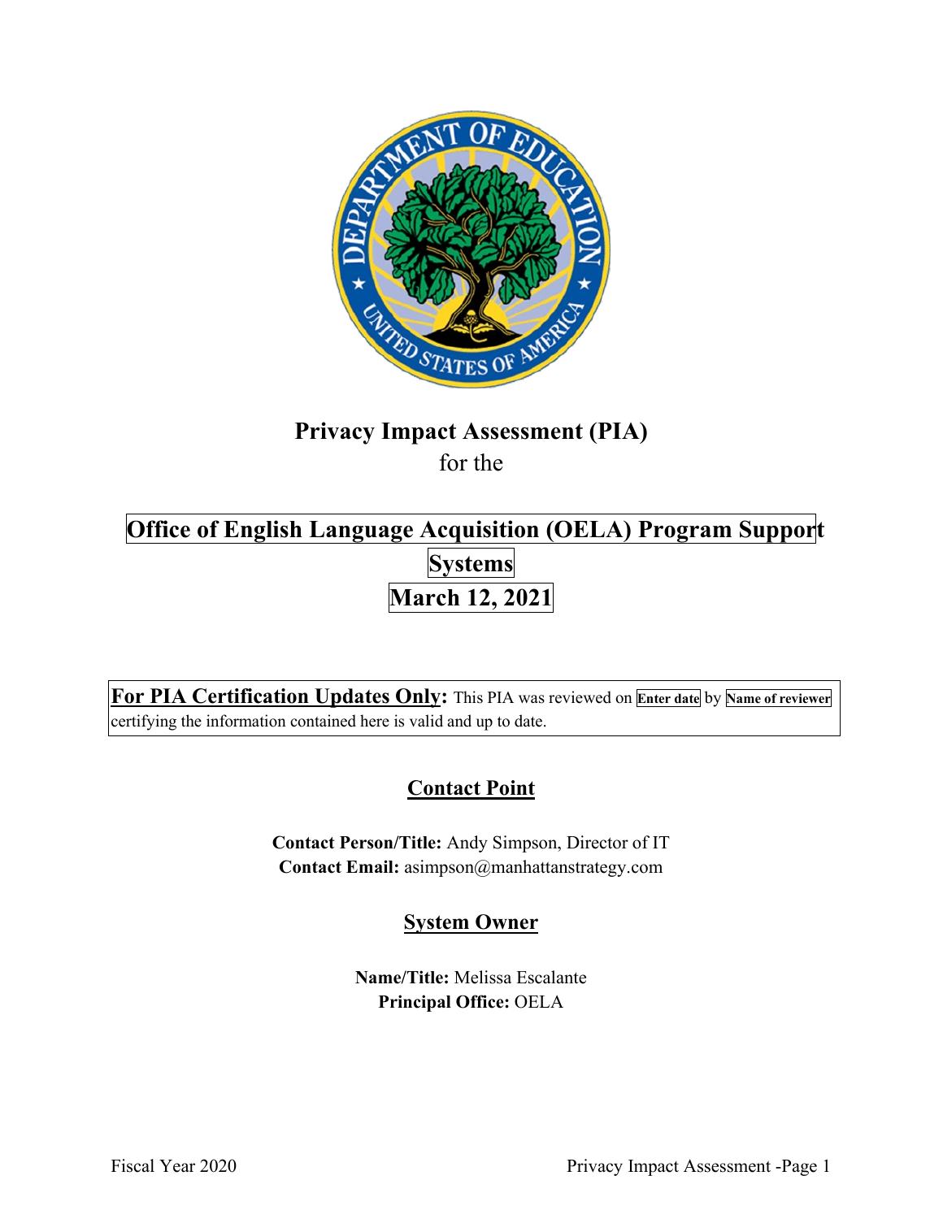# Privacy Impact Assessment (PIA)

for the

# Office of English Language Acquisition (OELA) Program Support Systems

## March 12, 2021

**For PIA Certification Updates Only:** This PIA was reviewed on **Enter date** by **Name of reviewer** certifying the information contained here is valid and up to date.

## Contact Point

**Contact Person/Title:** Andy Simpson, Director of IT
**Contact Email:** asimpson@manhattanstrategy.com

## System Owner

**Name/Title:** Melissa Escalante
**Principal Office:** OELA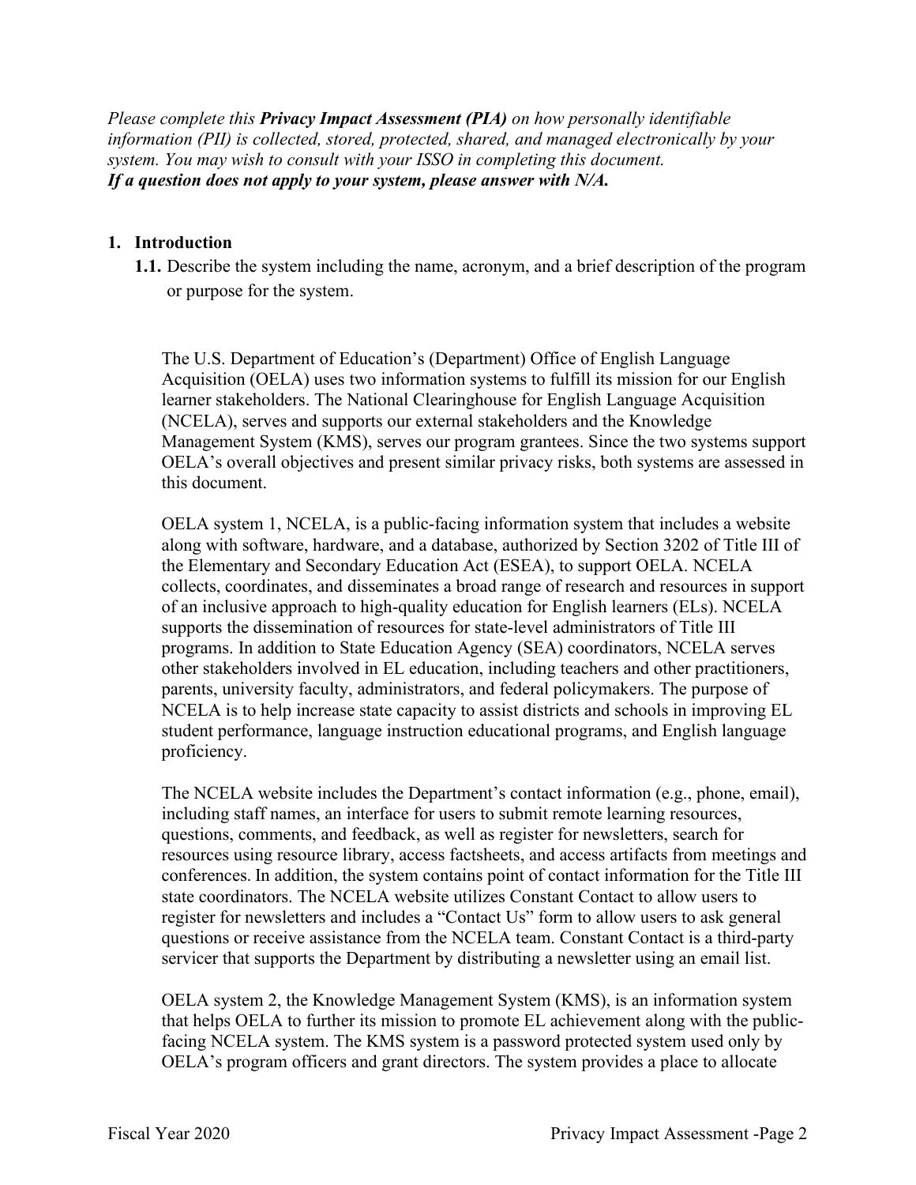*Please complete this **Privacy Impact Assessment (PIA)** on how personally identifiable information (PII) is collected, stored, protected, shared, and managed electronically by your system. You may wish to consult with your ISSO in completing this document.*
***If a question does not apply to your system, please answer with N/A.***

## 1. Introduction

**1.1.** Describe the system including the name, acronym, and a brief description of the program or purpose for the system.

The U.S. Department of Education's (Department) Office of English Language Acquisition (OELA) uses two information systems to fulfill its mission for our English learner stakeholders. The National Clearinghouse for English Language Acquisition (NCELA), serves and supports our external stakeholders and the Knowledge Management System (KMS), serves our program grantees. Since the two systems support OELA's overall objectives and present similar privacy risks, both systems are assessed in this document.

OELA system 1, NCELA, is a public-facing information system that includes a website along with software, hardware, and a database, authorized by Section 3202 of Title III of the Elementary and Secondary Education Act (ESEA), to support OELA. NCELA collects, coordinates, and disseminates a broad range of research and resources in support of an inclusive approach to high-quality education for English learners (ELs). NCELA supports the dissemination of resources for state-level administrators of Title III programs. In addition to State Education Agency (SEA) coordinators, NCELA serves other stakeholders involved in EL education, including teachers and other practitioners, parents, university faculty, administrators, and federal policymakers. The purpose of NCELA is to help increase state capacity to assist districts and schools in improving EL student performance, language instruction educational programs, and English language proficiency.

The NCELA website includes the Department's contact information (e.g., phone, email), including staff names, an interface for users to submit remote learning resources, questions, comments, and feedback, as well as register for newsletters, search for resources using resource library, access factsheets, and access artifacts from meetings and conferences. In addition, the system contains point of contact information for the Title III state coordinators. The NCELA website utilizes Constant Contact to allow users to register for newsletters and includes a "Contact Us" form to allow users to ask general questions or receive assistance from the NCELA team. Constant Contact is a third-party servicer that supports the Department by distributing a newsletter using an email list.

OELA system 2, the Knowledge Management System (KMS), is an information system that helps OELA to further its mission to promote EL achievement along with the public-facing NCELA system. The KMS system is a password protected system used only by OELA's program officers and grant directors. The system provides a place to allocate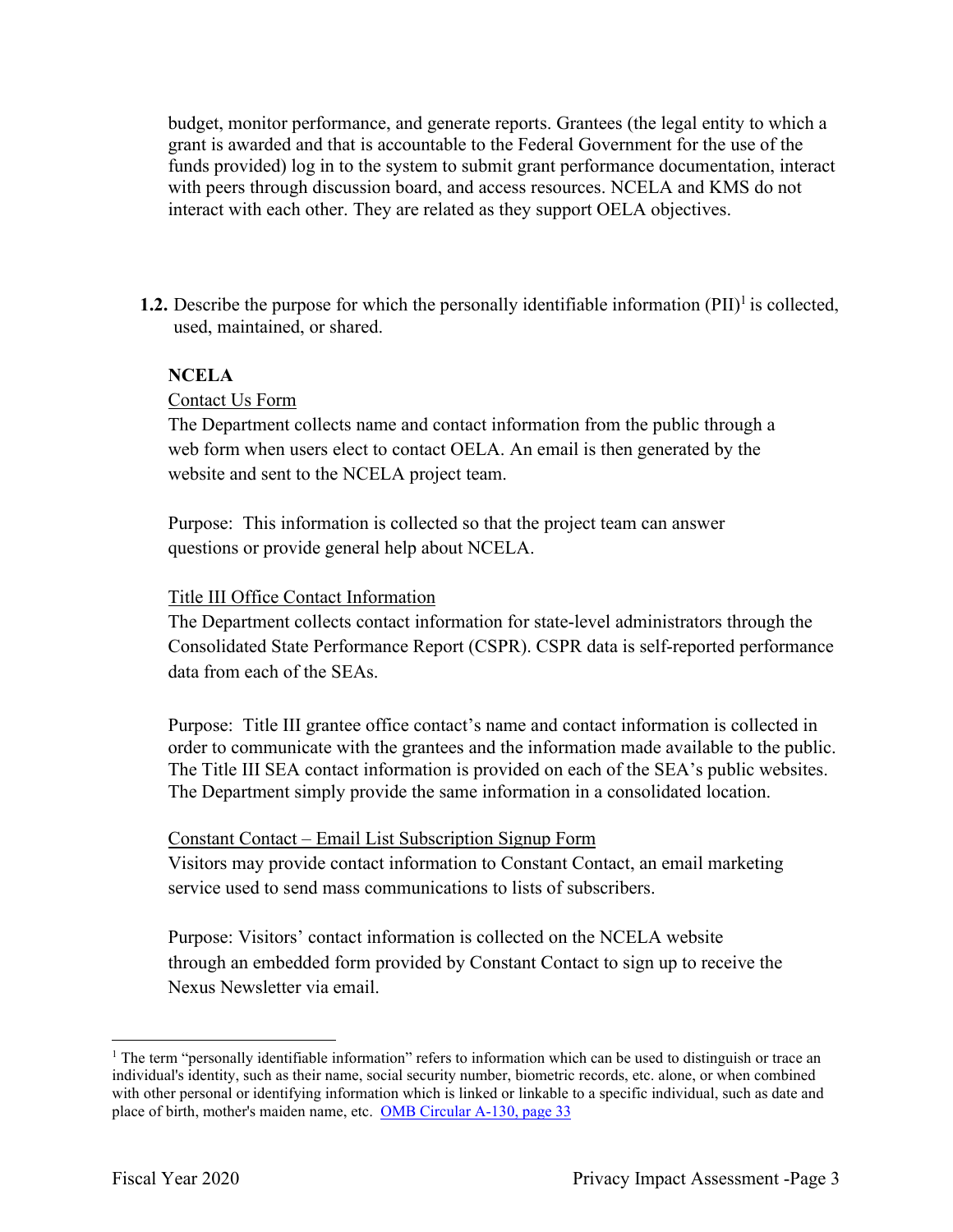budget, monitor performance, and generate reports. Grantees (the legal entity to which a grant is awarded and that is accountable to the Federal Government for the use of the funds provided) log in to the system to submit grant performance documentation, interact with peers through discussion board, and access resources. NCELA and KMS do not interact with each other. They are related as they support OELA objectives.

**1.2.** Describe the purpose for which the personally identifiable information (PII)[1] is collected, used, maintained, or shared.

**NCELA**

Contact Us Form

The Department collects name and contact information from the public through a web form when users elect to contact OELA. An email is then generated by the website and sent to the NCELA project team.

Purpose: This information is collected so that the project team can answer questions or provide general help about NCELA.

Title III Office Contact Information

The Department collects contact information for state-level administrators through the Consolidated State Performance Report (CSPR). CSPR data is self-reported performance data from each of the SEAs.

Purpose: Title III grantee office contact's name and contact information is collected in order to communicate with the grantees and the information made available to the public. The Title III SEA contact information is provided on each of the SEA's public websites. The Department simply provide the same information in a consolidated location.

Constant Contact – Email List Subscription Signup Form

Visitors may provide contact information to Constant Contact, an email marketing service used to send mass communications to lists of subscribers.

Purpose: Visitors' contact information is collected on the NCELA website through an embedded form provided by Constant Contact to sign up to receive the Nexus Newsletter via email.

[1] The term "personally identifiable information" refers to information which can be used to distinguish or trace an individual's identity, such as their name, social security number, biometric records, etc. alone, or when combined with other personal or identifying information which is linked or linkable to a specific individual, such as date and place of birth, mother's maiden name, etc. OMB Circular A-130, page 33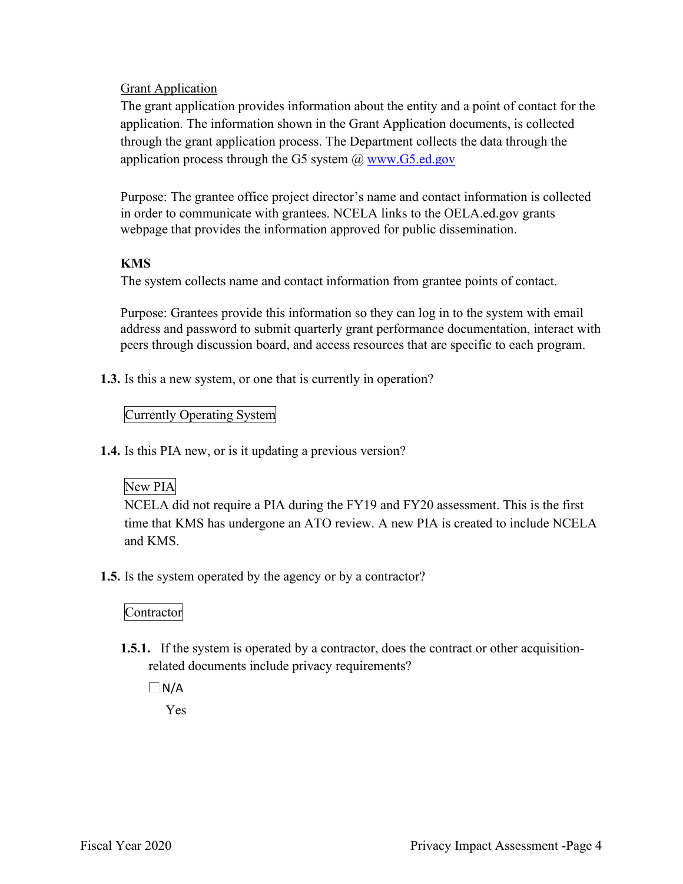Grant Application

The grant application provides information about the entity and a point of contact for the application. The information shown in the Grant Application documents, is collected through the grant application process. The Department collects the data through the application process through the G5 system @ www.G5.ed.gov

Purpose: The grantee office project director's name and contact information is collected in order to communicate with grantees. NCELA links to the OELA.ed.gov grants webpage that provides the information approved for public dissemination.

**KMS**

The system collects name and contact information from grantee points of contact.

Purpose: Grantees provide this information so they can log in to the system with email address and password to submit quarterly grant performance documentation, interact with peers through discussion board, and access resources that are specific to each program.

**1.3.** Is this a new system, or one that is currently in operation?

Currently Operating System

**1.4.** Is this PIA new, or is it updating a previous version?

New PIA

NCELA did not require a PIA during the FY19 and FY20 assessment. This is the first time that KMS has undergone an ATO review. A new PIA is created to include NCELA and KMS.

**1.5.** Is the system operated by the agency or by a contractor?

Contractor

**1.5.1.** If the system is operated by a contractor, does the contract or other acquisition-related documents include privacy requirements?

☐ N/A

Yes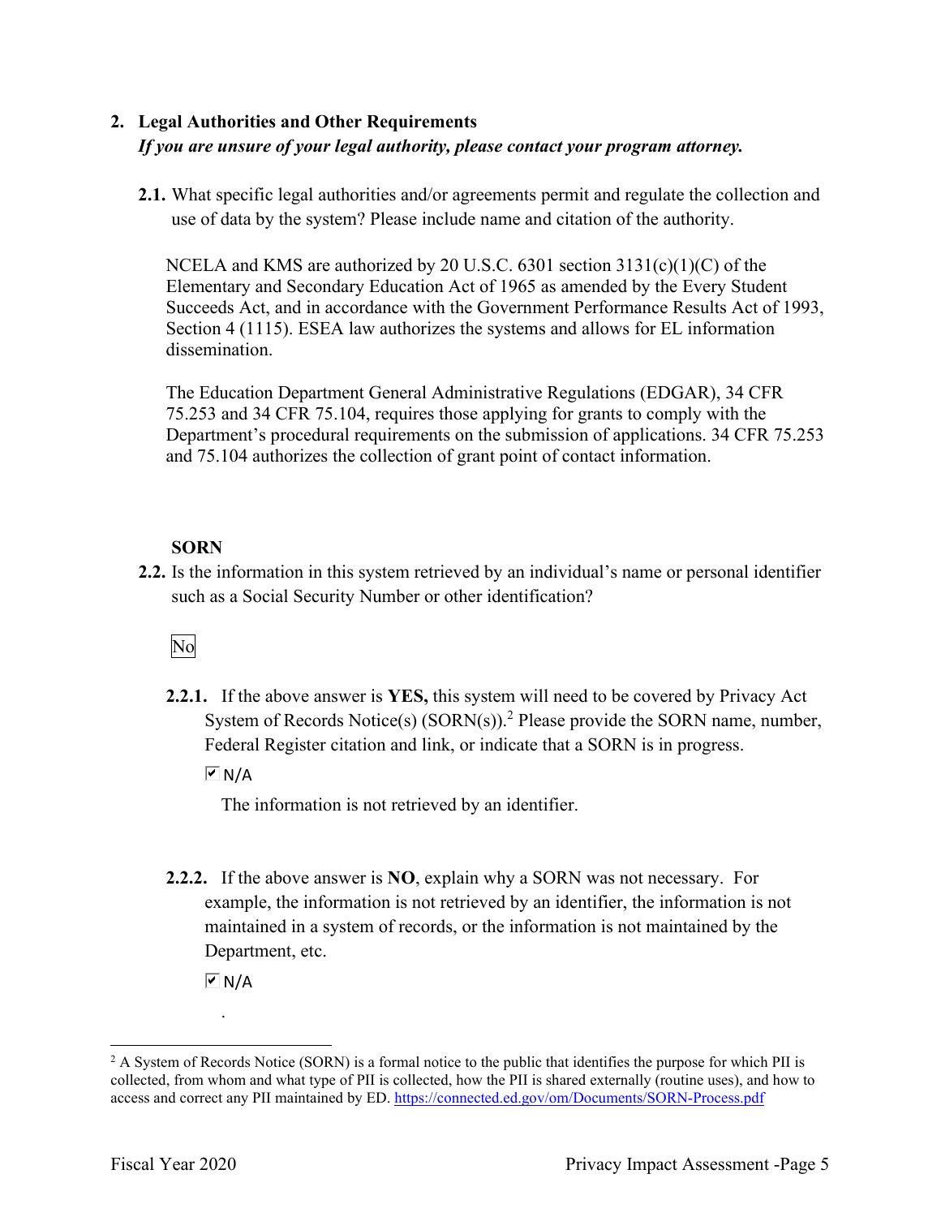## 2. Legal Authorities and Other Requirements

*If you are unsure of your legal authority, please contact your program attorney.*

**2.1.** What specific legal authorities and/or agreements permit and regulate the collection and use of data by the system? Please include name and citation of the authority.

NCELA and KMS are authorized by 20 U.S.C. 6301 section 3131(c)(1)(C) of the Elementary and Secondary Education Act of 1965 as amended by the Every Student Succeeds Act, and in accordance with the Government Performance Results Act of 1993, Section 4 (1115). ESEA law authorizes the systems and allows for EL information dissemination.

The Education Department General Administrative Regulations (EDGAR), 34 CFR 75.253 and 34 CFR 75.104, requires those applying for grants to comply with the Department's procedural requirements on the submission of applications. 34 CFR 75.253 and 75.104 authorizes the collection of grant point of contact information.

**SORN**

**2.2.** Is the information in this system retrieved by an individual's name or personal identifier such as a Social Security Number or other identification?

No

**2.2.1.** If the above answer is **YES,** this system will need to be covered by Privacy Act System of Records Notice(s) (SORN(s)).[2] Please provide the SORN name, number, Federal Register citation and link, or indicate that a SORN is in progress.

☑ N/A

The information is not retrieved by an identifier.

**2.2.2.** If the above answer is **NO**, explain why a SORN was not necessary. For example, the information is not retrieved by an identifier, the information is not maintained in a system of records, or the information is not maintained by the Department, etc.

☑ N/A

.

[2] A System of Records Notice (SORN) is a formal notice to the public that identifies the purpose for which PII is collected, from whom and what type of PII is collected, how the PII is shared externally (routine uses), and how to access and correct any PII maintained by ED. https://connected.ed.gov/om/Documents/SORN-Process.pdf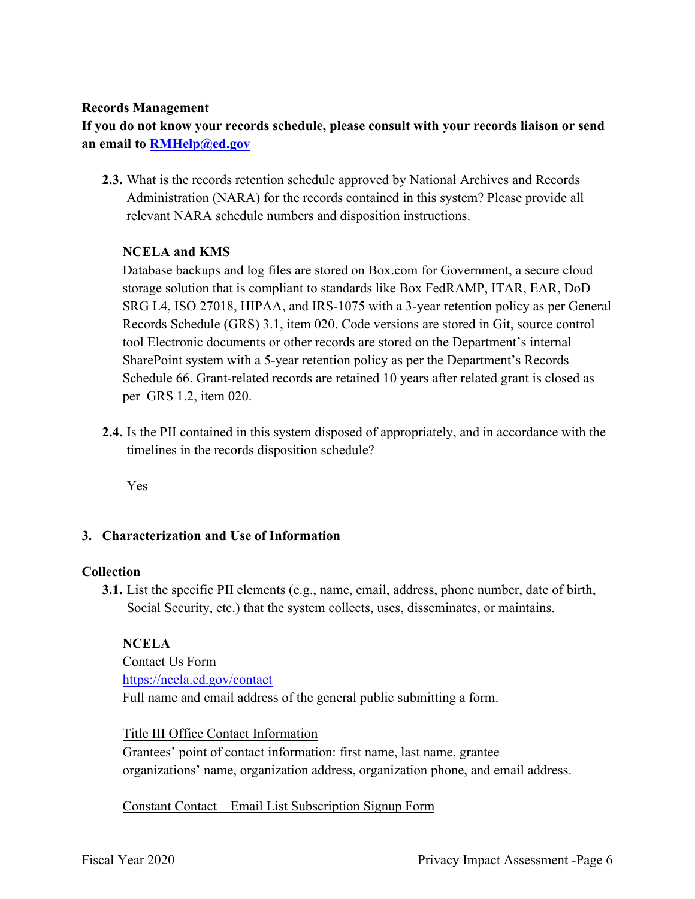**Records Management**

**If you do not know your records schedule, please consult with your records liaison or send an email to [RMHelp@ed.gov](mailto:RMHelp@ed.gov)**

**2.3.** What is the records retention schedule approved by National Archives and Records Administration (NARA) for the records contained in this system? Please provide all relevant NARA schedule numbers and disposition instructions.

**NCELA and KMS**

Database backups and log files are stored on Box.com for Government, a secure cloud storage solution that is compliant to standards like Box FedRAMP, ITAR, EAR, DoD SRG L4, ISO 27018, HIPAA, and IRS-1075 with a 3-year retention policy as per General Records Schedule (GRS) 3.1, item 020. Code versions are stored in Git, source control tool Electronic documents or other records are stored on the Department's internal SharePoint system with a 5-year retention policy as per the Department's Records Schedule 66. Grant-related records are retained 10 years after related grant is closed as per GRS 1.2, item 020.

**2.4.** Is the PII contained in this system disposed of appropriately, and in accordance with the timelines in the records disposition schedule?

Yes

## 3. Characterization and Use of Information

**Collection**

**3.1.** List the specific PII elements (e.g., name, email, address, phone number, date of birth, Social Security, etc.) that the system collects, uses, disseminates, or maintains.

**NCELA**

Contact Us Form
[https://ncela.ed.gov/contact](https://ncela.ed.gov/contact)
Full name and email address of the general public submitting a form.

Title III Office Contact Information
Grantees' point of contact information: first name, last name, grantee organizations' name, organization address, organization phone, and email address.

Constant Contact – Email List Subscription Signup Form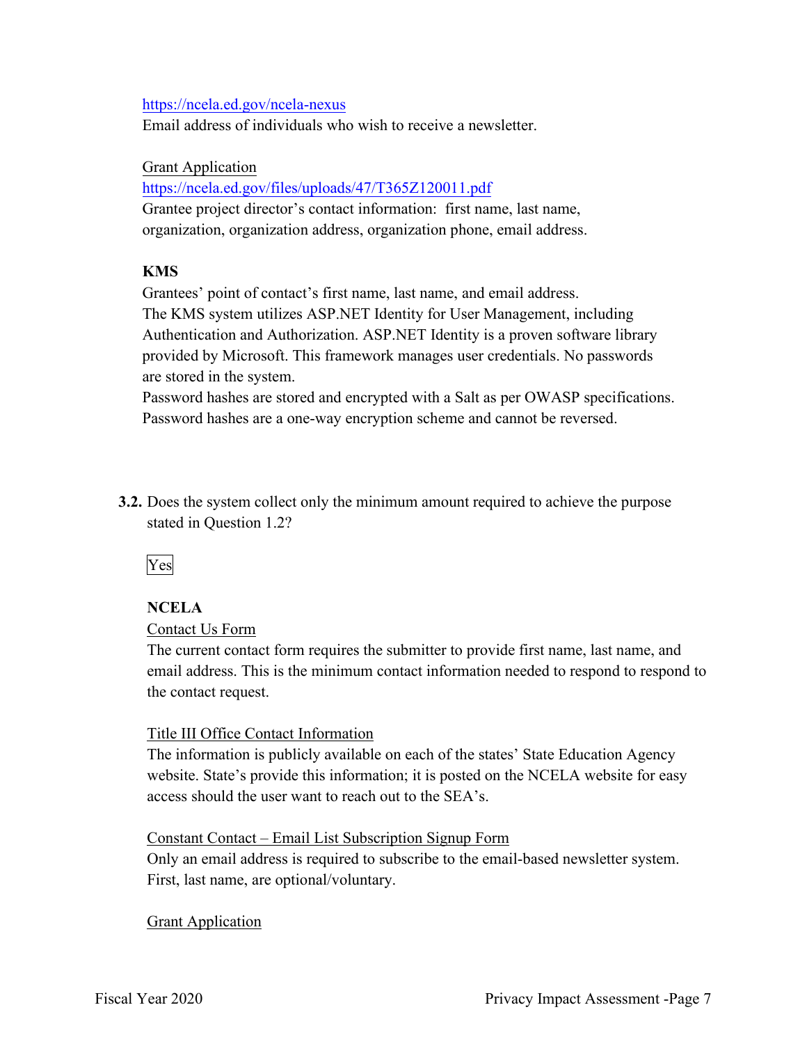https://ncela.ed.gov/ncela-nexus
Email address of individuals who wish to receive a newsletter.

Grant Application
https://ncela.ed.gov/files/uploads/47/T365Z120011.pdf
Grantee project director's contact information: first name, last name, organization, organization address, organization phone, email address.

**KMS**
Grantees' point of contact's first name, last name, and email address.
The KMS system utilizes ASP.NET Identity for User Management, including Authentication and Authorization. ASP.NET Identity is a proven software library provided by Microsoft. This framework manages user credentials. No passwords are stored in the system.
Password hashes are stored and encrypted with a Salt as per OWASP specifications. Password hashes are a one-way encryption scheme and cannot be reversed.

**3.2.** Does the system collect only the minimum amount required to achieve the purpose stated in Question 1.2?

Yes

**NCELA**

Contact Us Form
The current contact form requires the submitter to provide first name, last name, and email address. This is the minimum contact information needed to respond to respond to the contact request.

Title III Office Contact Information
The information is publicly available on each of the states' State Education Agency website. State's provide this information; it is posted on the NCELA website for easy access should the user want to reach out to the SEA's.

Constant Contact – Email List Subscription Signup Form
Only an email address is required to subscribe to the email-based newsletter system. First, last name, are optional/voluntary.

Grant Application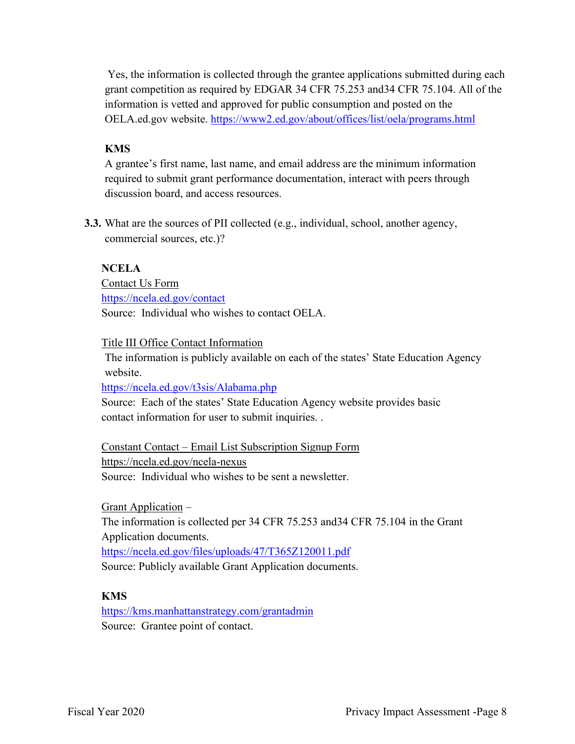Yes, the information is collected through the grantee applications submitted during each grant competition as required by EDGAR 34 CFR 75.253 and34 CFR 75.104. All of the information is vetted and approved for public consumption and posted on the OELA.ed.gov website. https://www2.ed.gov/about/offices/list/oela/programs.html

**KMS**

A grantee's first name, last name, and email address are the minimum information required to submit grant performance documentation, interact with peers through discussion board, and access resources.

**3.3.** What are the sources of PII collected (e.g., individual, school, another agency, commercial sources, etc.)?

**NCELA**

Contact Us Form
https://ncela.ed.gov/contact
Source: Individual who wishes to contact OELA.

Title III Office Contact Information
The information is publicly available on each of the states' State Education Agency website.
https://ncela.ed.gov/t3sis/Alabama.php
Source: Each of the states' State Education Agency website provides basic contact information for user to submit inquiries. .

Constant Contact – Email List Subscription Signup Form
https://ncela.ed.gov/ncela-nexus
Source: Individual who wishes to be sent a newsletter.

Grant Application –
The information is collected per 34 CFR 75.253 and34 CFR 75.104 in the Grant Application documents.
https://ncela.ed.gov/files/uploads/47/T365Z120011.pdf
Source: Publicly available Grant Application documents.

**KMS**

https://kms.manhattanstrategy.com/grantadmin
Source: Grantee point of contact.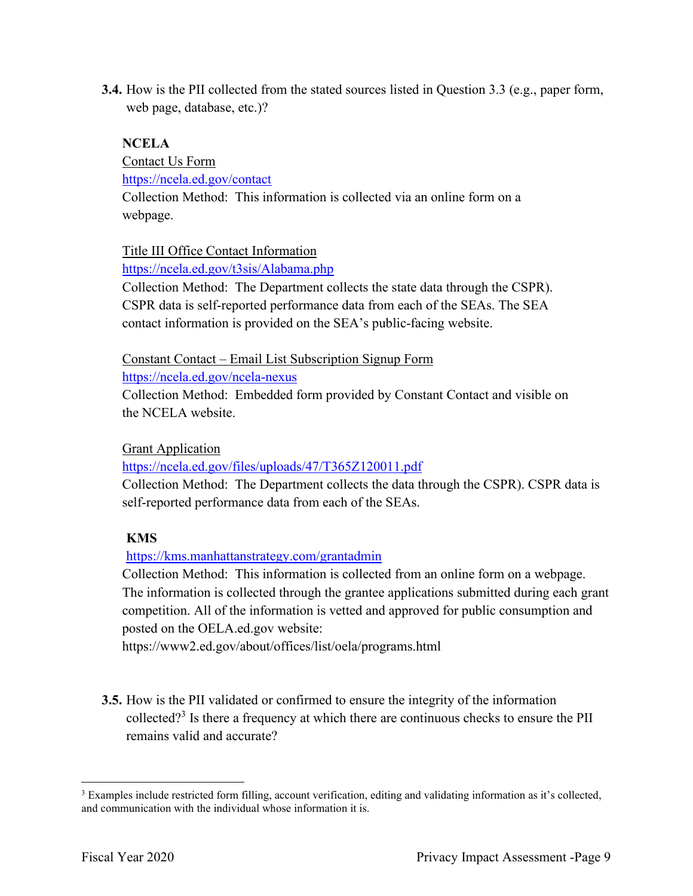**3.4.** How is the PII collected from the stated sources listed in Question 3.3 (e.g., paper form, web page, database, etc.)?

**NCELA**

Contact Us Form
https://ncela.ed.gov/contact
Collection Method: This information is collected via an online form on a webpage.

Title III Office Contact Information
https://ncela.ed.gov/t3sis/Alabama.php
Collection Method: The Department collects the state data through the CSPR). CSPR data is self-reported performance data from each of the SEAs. The SEA contact information is provided on the SEA's public-facing website.

Constant Contact – Email List Subscription Signup Form
https://ncela.ed.gov/ncela-nexus
Collection Method: Embedded form provided by Constant Contact and visible on the NCELA website.

Grant Application
https://ncela.ed.gov/files/uploads/47/T365Z120011.pdf
Collection Method: The Department collects the data through the CSPR). CSPR data is self-reported performance data from each of the SEAs.

**KMS**

https://kms.manhattanstrategy.com/grantadmin
Collection Method: This information is collected from an online form on a webpage. The information is collected through the grantee applications submitted during each grant competition. All of the information is vetted and approved for public consumption and posted on the OELA.ed.gov website:
https://www2.ed.gov/about/offices/list/oela/programs.html

**3.5.** How is the PII validated or confirmed to ensure the integrity of the information collected?[3] Is there a frequency at which there are continuous checks to ensure the PII remains valid and accurate?

[3] Examples include restricted form filling, account verification, editing and validating information as it's collected, and communication with the individual whose information it is.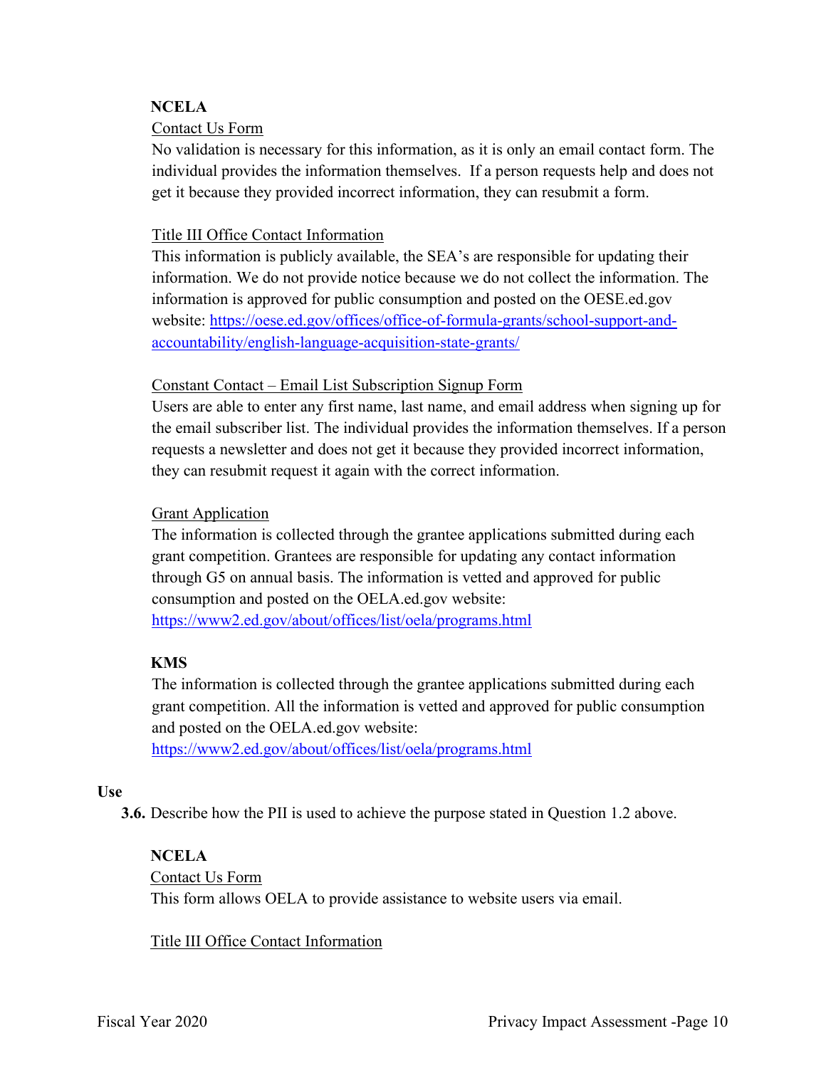**NCELA**

Contact Us Form

No validation is necessary for this information, as it is only an email contact form. The individual provides the information themselves. If a person requests help and does not get it because they provided incorrect information, they can resubmit a form.

Title III Office Contact Information

This information is publicly available, the SEA's are responsible for updating their information. We do not provide notice because we do not collect the information. The information is approved for public consumption and posted on the OESE.ed.gov website: https://oese.ed.gov/offices/office-of-formula-grants/school-support-and-accountability/english-language-acquisition-state-grants/

Constant Contact – Email List Subscription Signup Form

Users are able to enter any first name, last name, and email address when signing up for the email subscriber list. The individual provides the information themselves. If a person requests a newsletter and does not get it because they provided incorrect information, they can resubmit request it again with the correct information.

Grant Application

The information is collected through the grantee applications submitted during each grant competition. Grantees are responsible for updating any contact information through G5 on annual basis. The information is vetted and approved for public consumption and posted on the OELA.ed.gov website: https://www2.ed.gov/about/offices/list/oela/programs.html

**KMS**

The information is collected through the grantee applications submitted during each grant competition. All the information is vetted and approved for public consumption and posted on the OELA.ed.gov website: https://www2.ed.gov/about/offices/list/oela/programs.html

**Use**

**3.6.** Describe how the PII is used to achieve the purpose stated in Question 1.2 above.

**NCELA**

Contact Us Form

This form allows OELA to provide assistance to website users via email.

Title III Office Contact Information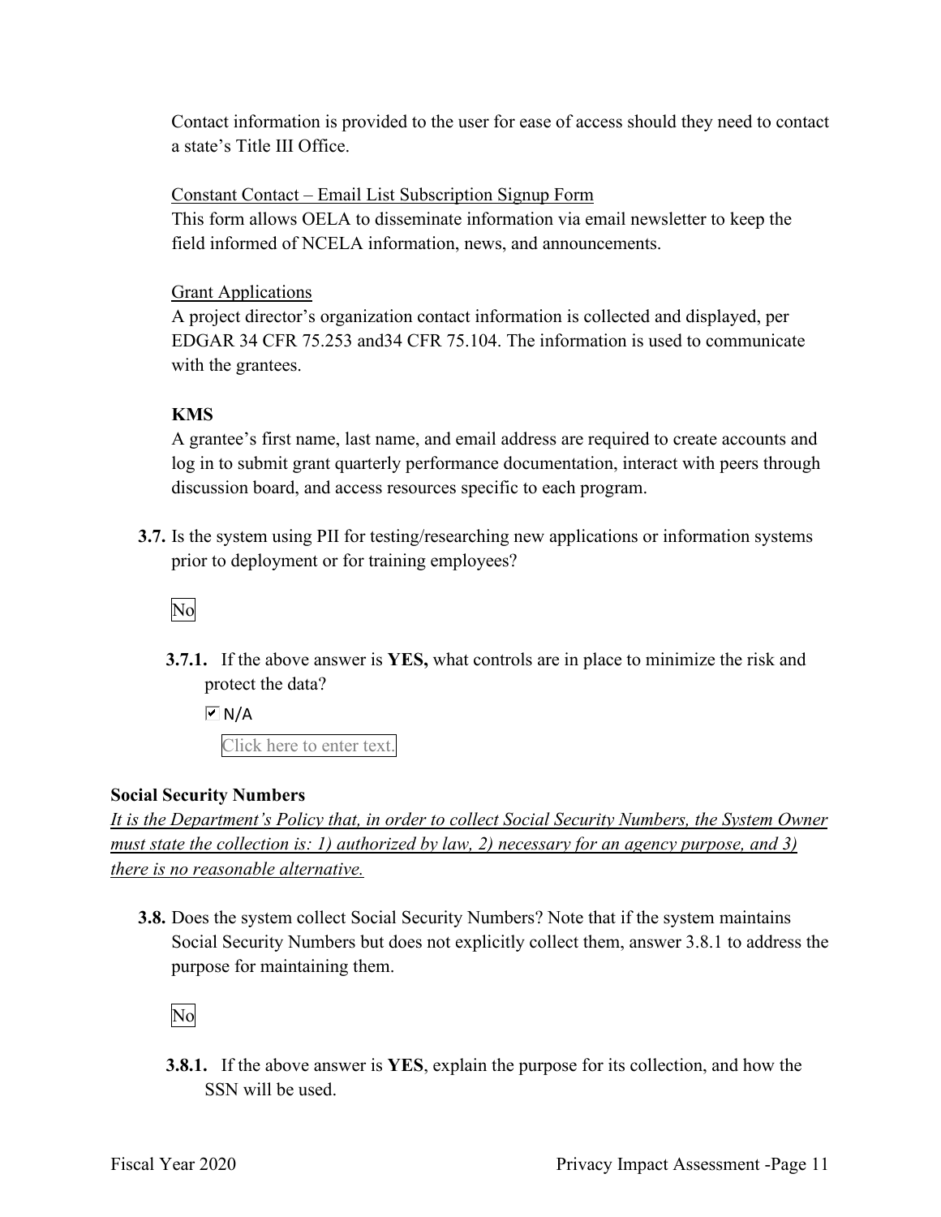Contact information is provided to the user for ease of access should they need to contact a state's Title III Office.

Constant Contact – Email List Subscription Signup Form
This form allows OELA to disseminate information via email newsletter to keep the field informed of NCELA information, news, and announcements.

Grant Applications
A project director's organization contact information is collected and displayed, per EDGAR 34 CFR 75.253 and34 CFR 75.104. The information is used to communicate with the grantees.

**KMS**
A grantee's first name, last name, and email address are required to create accounts and log in to submit grant quarterly performance documentation, interact with peers through discussion board, and access resources specific to each program.

**3.7.** Is the system using PII for testing/researching new applications or information systems prior to deployment or for training employees?

No

**3.7.1.** If the above answer is **YES,** what controls are in place to minimize the risk and protect the data?

☑ N/A

Click here to enter text.

**Social Security Numbers**

*It is the Department's Policy that, in order to collect Social Security Numbers, the System Owner must state the collection is: 1) authorized by law, 2) necessary for an agency purpose, and 3) there is no reasonable alternative.*

**3.8.** Does the system collect Social Security Numbers? Note that if the system maintains Social Security Numbers but does not explicitly collect them, answer 3.8.1 to address the purpose for maintaining them.

No

**3.8.1.** If the above answer is **YES**, explain the purpose for its collection, and how the SSN will be used.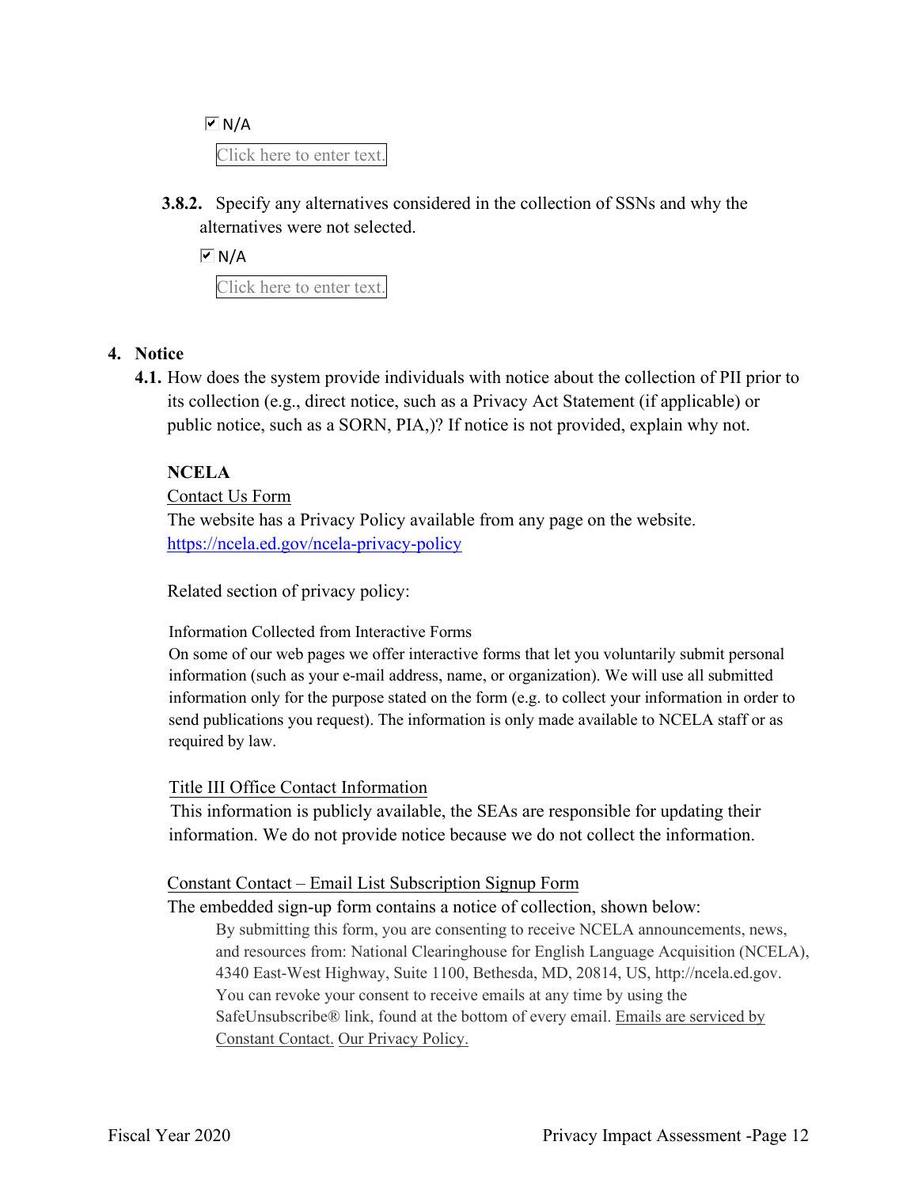☑ N/A

Click here to enter text.

**3.8.2.** Specify any alternatives considered in the collection of SSNs and why the alternatives were not selected.

☑ N/A

Click here to enter text.

**4. Notice**

**4.1.** How does the system provide individuals with notice about the collection of PII prior to its collection (e.g., direct notice, such as a Privacy Act Statement (if applicable) or public notice, such as a SORN, PIA,)? If notice is not provided, explain why not.

**NCELA**

Contact Us Form

The website has a Privacy Policy available from any page on the website.
https://ncela.ed.gov/ncela-privacy-policy

Related section of privacy policy:

Information Collected from Interactive Forms
On some of our web pages we offer interactive forms that let you voluntarily submit personal information (such as your e-mail address, name, or organization). We will use all submitted information only for the purpose stated on the form (e.g. to collect your information in order to send publications you request). The information is only made available to NCELA staff or as required by law.

Title III Office Contact Information

This information is publicly available, the SEAs are responsible for updating their information. We do not provide notice because we do not collect the information.

Constant Contact – Email List Subscription Signup Form

The embedded sign-up form contains a notice of collection, shown below:

> By submitting this form, you are consenting to receive NCELA announcements, news, and resources from: National Clearinghouse for English Language Acquisition (NCELA), 4340 East-West Highway, Suite 1100, Bethesda, MD, 20814, US, http://ncela.ed.gov. You can revoke your consent to receive emails at any time by using the SafeUnsubscribe® link, found at the bottom of every email. Emails are serviced by Constant Contact. Our Privacy Policy.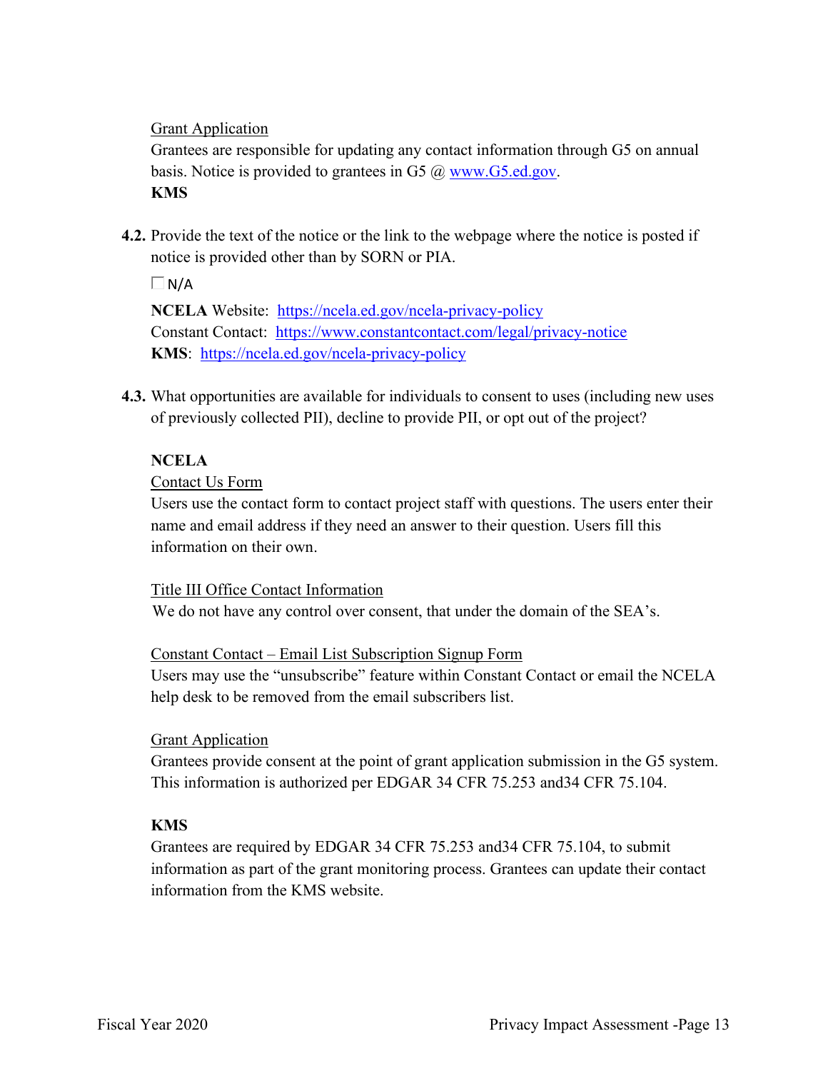Grant Application

Grantees are responsible for updating any contact information through G5 on annual basis. Notice is provided to grantees in G5 @ www.G5.ed.gov.

**KMS**

**4.2.** Provide the text of the notice or the link to the webpage where the notice is posted if notice is provided other than by SORN or PIA.

☐ N/A

**NCELA** Website: https://ncela.ed.gov/ncela-privacy-policy
Constant Contact: https://www.constantcontact.com/legal/privacy-notice
**KMS**: https://ncela.ed.gov/ncela-privacy-policy

**4.3.** What opportunities are available for individuals to consent to uses (including new uses of previously collected PII), decline to provide PII, or opt out of the project?

**NCELA**

Contact Us Form

Users use the contact form to contact project staff with questions. The users enter their name and email address if they need an answer to their question. Users fill this information on their own.

Title III Office Contact Information

We do not have any control over consent, that under the domain of the SEA's.

Constant Contact – Email List Subscription Signup Form

Users may use the "unsubscribe" feature within Constant Contact or email the NCELA help desk to be removed from the email subscribers list.

Grant Application

Grantees provide consent at the point of grant application submission in the G5 system. This information is authorized per EDGAR 34 CFR 75.253 and34 CFR 75.104.

**KMS**

Grantees are required by EDGAR 34 CFR 75.253 and34 CFR 75.104, to submit information as part of the grant monitoring process. Grantees can update their contact information from the KMS website.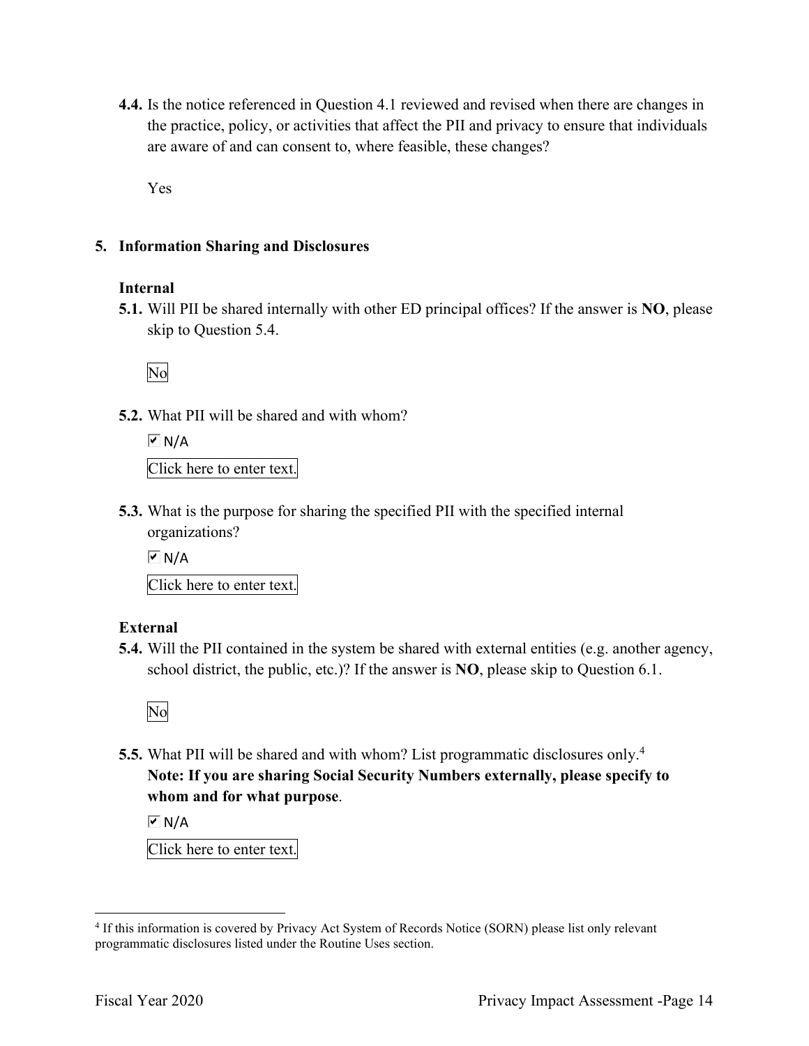**4.4.** Is the notice referenced in Question 4.1 reviewed and revised when there are changes in the practice, policy, or activities that affect the PII and privacy to ensure that individuals are aware of and can consent to, where feasible, these changes?

Yes

## 5. Information Sharing and Disclosures

### Internal

**5.1.** Will PII be shared internally with other ED principal offices? If the answer is **NO**, please skip to Question 5.4.

No

**5.2.** What PII will be shared and with whom?

☑ N/A

Click here to enter text.

**5.3.** What is the purpose for sharing the specified PII with the specified internal organizations?

☑ N/A

Click here to enter text.

### External

**5.4.** Will the PII contained in the system be shared with external entities (e.g. another agency, school district, the public, etc.)? If the answer is **NO**, please skip to Question 6.1.

No

**5.5.** What PII will be shared and with whom? List programmatic disclosures only.[4]
**Note: If you are sharing Social Security Numbers externally, please specify to whom and for what purpose**.

☑ N/A

Click here to enter text.

[4] If this information is covered by Privacy Act System of Records Notice (SORN) please list only relevant programmatic disclosures listed under the Routine Uses section.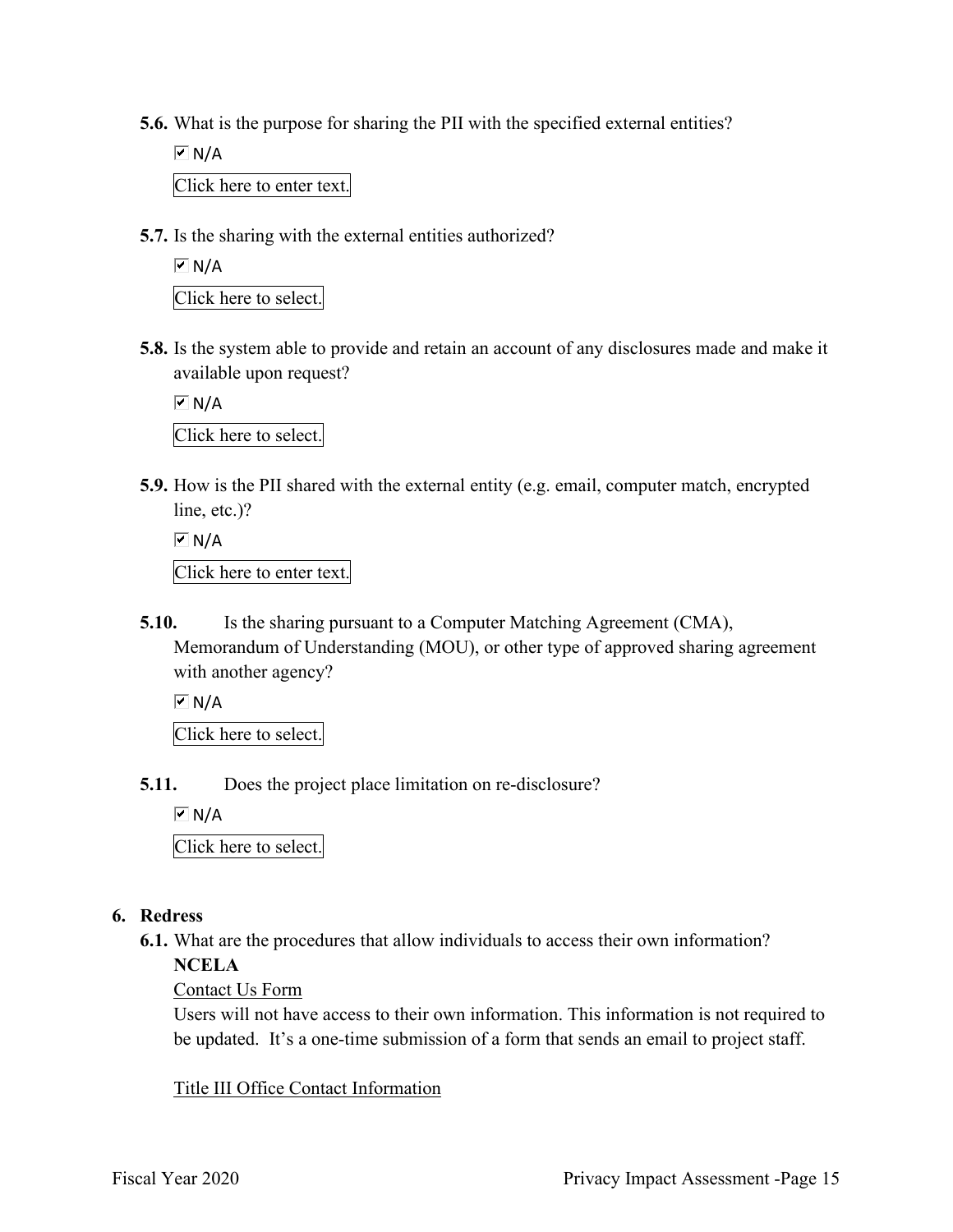**5.6.** What is the purpose for sharing the PII with the specified external entities?

☑ N/A

Click here to enter text.

**5.7.** Is the sharing with the external entities authorized?

☑ N/A

Click here to select.

**5.8.** Is the system able to provide and retain an account of any disclosures made and make it available upon request?

☑ N/A

Click here to select.

**5.9.** How is the PII shared with the external entity (e.g. email, computer match, encrypted line, etc.)?

☑ N/A

Click here to enter text.

**5.10.** Is the sharing pursuant to a Computer Matching Agreement (CMA), Memorandum of Understanding (MOU), or other type of approved sharing agreement with another agency?

☑ N/A

Click here to select.

**5.11.** Does the project place limitation on re-disclosure?

☑ N/A

Click here to select.

## 6. Redress

**6.1.** What are the procedures that allow individuals to access their own information?

**NCELA**

Contact Us Form

Users will not have access to their own information. This information is not required to be updated. It's a one-time submission of a form that sends an email to project staff.

Title III Office Contact Information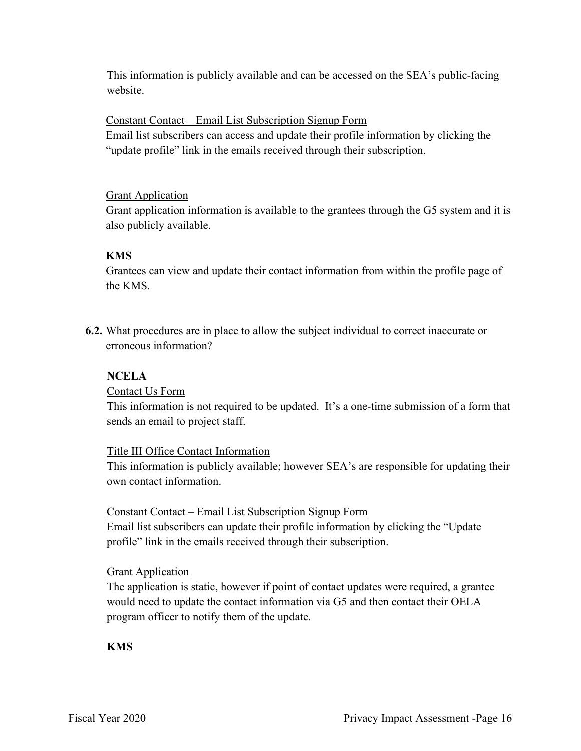This information is publicly available and can be accessed on the SEA's public-facing website.

Constant Contact – Email List Subscription Signup Form

Email list subscribers can access and update their profile information by clicking the "update profile" link in the emails received through their subscription.

Grant Application

Grant application information is available to the grantees through the G5 system and it is also publicly available.

**KMS**

Grantees can view and update their contact information from within the profile page of the KMS.

**6.2.** What procedures are in place to allow the subject individual to correct inaccurate or erroneous information?

**NCELA**

Contact Us Form

This information is not required to be updated. It's a one-time submission of a form that sends an email to project staff.

Title III Office Contact Information

This information is publicly available; however SEA's are responsible for updating their own contact information.

Constant Contact – Email List Subscription Signup Form

Email list subscribers can update their profile information by clicking the "Update profile" link in the emails received through their subscription.

Grant Application

The application is static, however if point of contact updates were required, a grantee would need to update the contact information via G5 and then contact their OELA program officer to notify them of the update.

**KMS**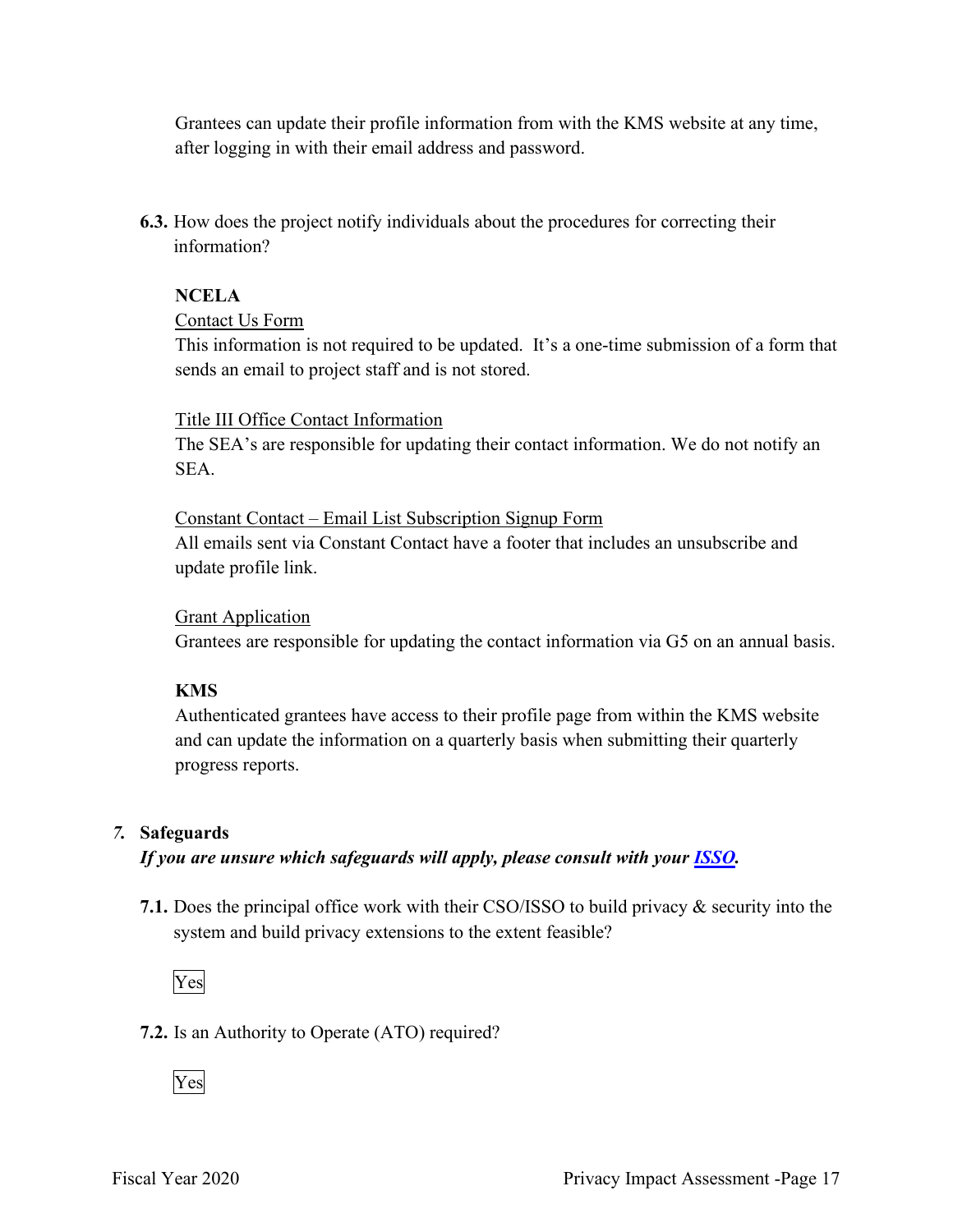Grantees can update their profile information from with the KMS website at any time, after logging in with their email address and password.

**6.3.** How does the project notify individuals about the procedures for correcting their information?

**NCELA**

Contact Us Form

This information is not required to be updated. It's a one-time submission of a form that sends an email to project staff and is not stored.

Title III Office Contact Information

The SEA's are responsible for updating their contact information. We do not notify an SEA.

Constant Contact – Email List Subscription Signup Form

All emails sent via Constant Contact have a footer that includes an unsubscribe and update profile link.

Grant Application

Grantees are responsible for updating the contact information via G5 on an annual basis.

**KMS**

Authenticated grantees have access to their profile page from within the KMS website and can update the information on a quarterly basis when submitting their quarterly progress reports.

## *7.* Safeguards

***If you are unsure which safeguards will apply, please consult with your ISSO.***

**7.1.** Does the principal office work with their CSO/ISSO to build privacy & security into the system and build privacy extensions to the extent feasible?

Yes

**7.2.** Is an Authority to Operate (ATO) required?

Yes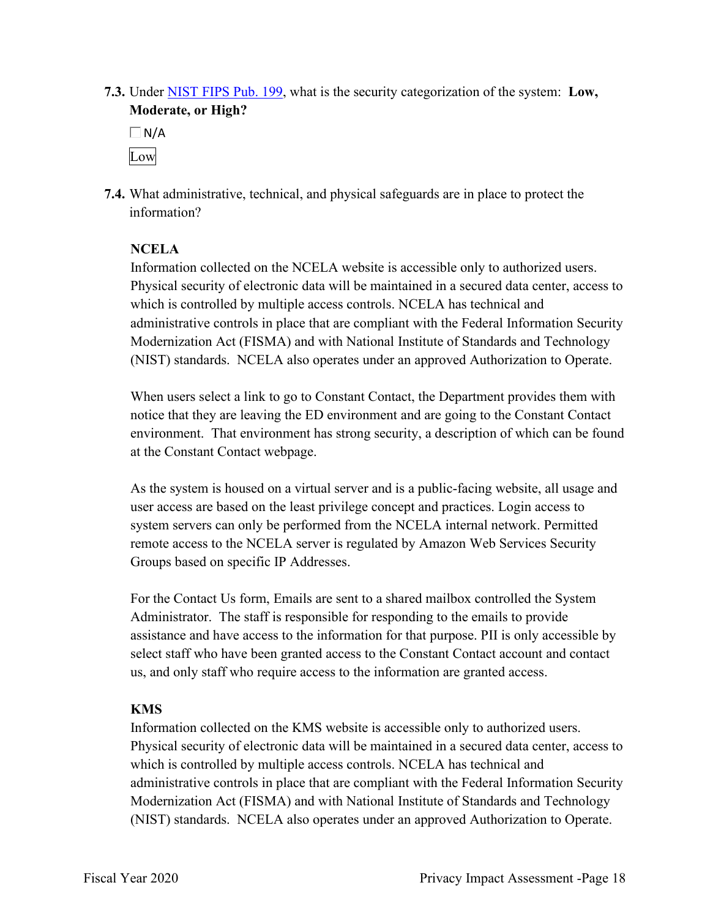**7.3.** Under [NIST FIPS Pub. 199](https://csrc.nist.gov/publications/detail/fips/199/final), what is the security categorization of the system: **Low, Moderate, or High?**

☐ N/A

Low

**7.4.** What administrative, technical, and physical safeguards are in place to protect the information?

**NCELA**

Information collected on the NCELA website is accessible only to authorized users. Physical security of electronic data will be maintained in a secured data center, access to which is controlled by multiple access controls. NCELA has technical and administrative controls in place that are compliant with the Federal Information Security Modernization Act (FISMA) and with National Institute of Standards and Technology (NIST) standards. NCELA also operates under an approved Authorization to Operate.

When users select a link to go to Constant Contact, the Department provides them with notice that they are leaving the ED environment and are going to the Constant Contact environment. That environment has strong security, a description of which can be found at the Constant Contact webpage.

As the system is housed on a virtual server and is a public-facing website, all usage and user access are based on the least privilege concept and practices. Login access to system servers can only be performed from the NCELA internal network. Permitted remote access to the NCELA server is regulated by Amazon Web Services Security Groups based on specific IP Addresses.

For the Contact Us form, Emails are sent to a shared mailbox controlled the System Administrator. The staff is responsible for responding to the emails to provide assistance and have access to the information for that purpose. PII is only accessible by select staff who have been granted access to the Constant Contact account and contact us, and only staff who require access to the information are granted access.

**KMS**

Information collected on the KMS website is accessible only to authorized users. Physical security of electronic data will be maintained in a secured data center, access to which is controlled by multiple access controls. NCELA has technical and administrative controls in place that are compliant with the Federal Information Security Modernization Act (FISMA) and with National Institute of Standards and Technology (NIST) standards. NCELA also operates under an approved Authorization to Operate.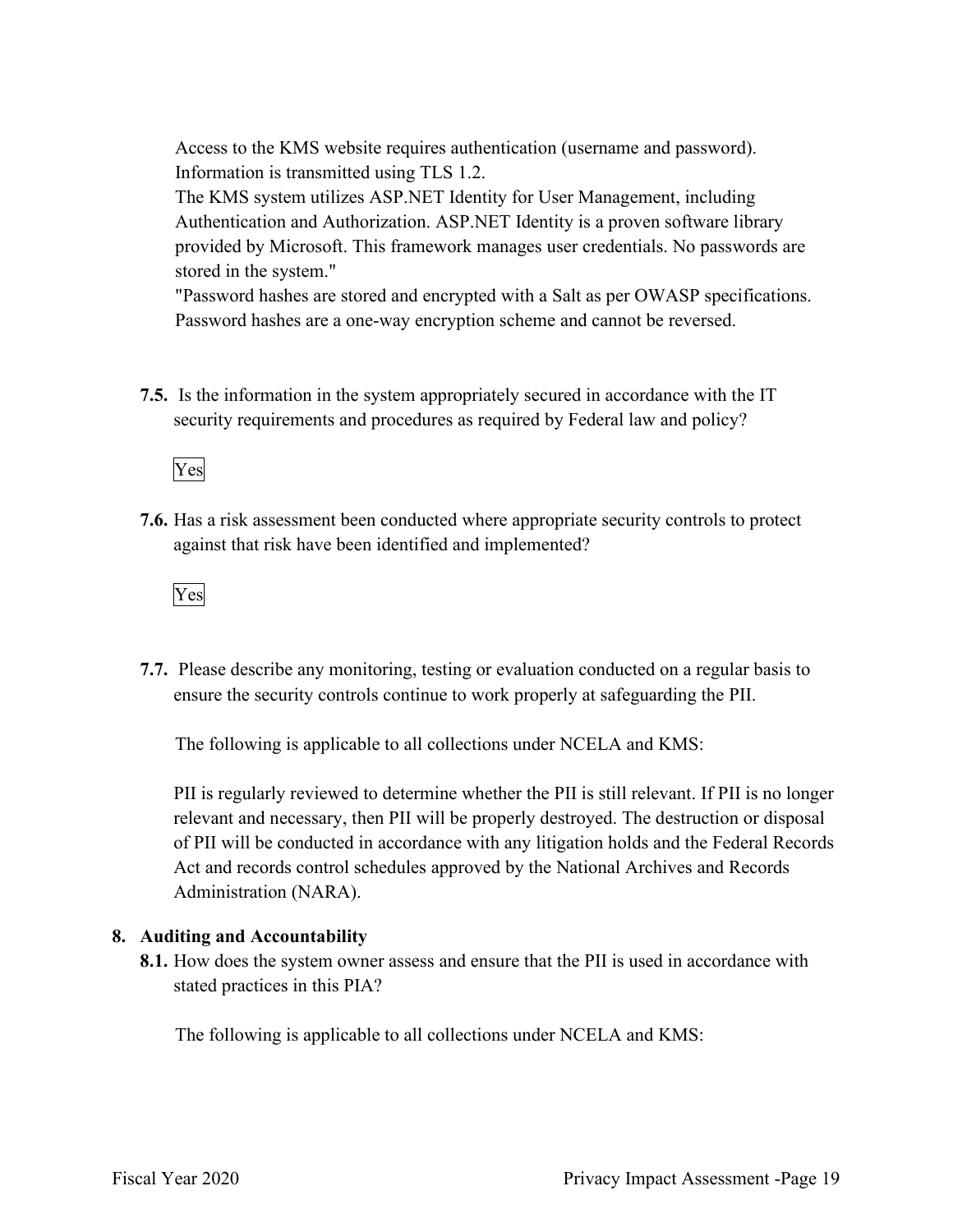Access to the KMS website requires authentication (username and password). Information is transmitted using TLS 1.2.
The KMS system utilizes ASP.NET Identity for User Management, including Authentication and Authorization. ASP.NET Identity is a proven software library provided by Microsoft. This framework manages user credentials. No passwords are stored in the system."
"Password hashes are stored and encrypted with a Salt as per OWASP specifications. Password hashes are a one-way encryption scheme and cannot be reversed.

**7.5.** Is the information in the system appropriately secured in accordance with the IT security requirements and procedures as required by Federal law and policy?

Yes

**7.6.** Has a risk assessment been conducted where appropriate security controls to protect against that risk have been identified and implemented?

Yes

**7.7.** Please describe any monitoring, testing or evaluation conducted on a regular basis to ensure the security controls continue to work properly at safeguarding the PII.

The following is applicable to all collections under NCELA and KMS:

PII is regularly reviewed to determine whether the PII is still relevant. If PII is no longer relevant and necessary, then PII will be properly destroyed. The destruction or disposal of PII will be conducted in accordance with any litigation holds and the Federal Records Act and records control schedules approved by the National Archives and Records Administration (NARA).

## 8. Auditing and Accountability

**8.1.** How does the system owner assess and ensure that the PII is used in accordance with stated practices in this PIA?

The following is applicable to all collections under NCELA and KMS: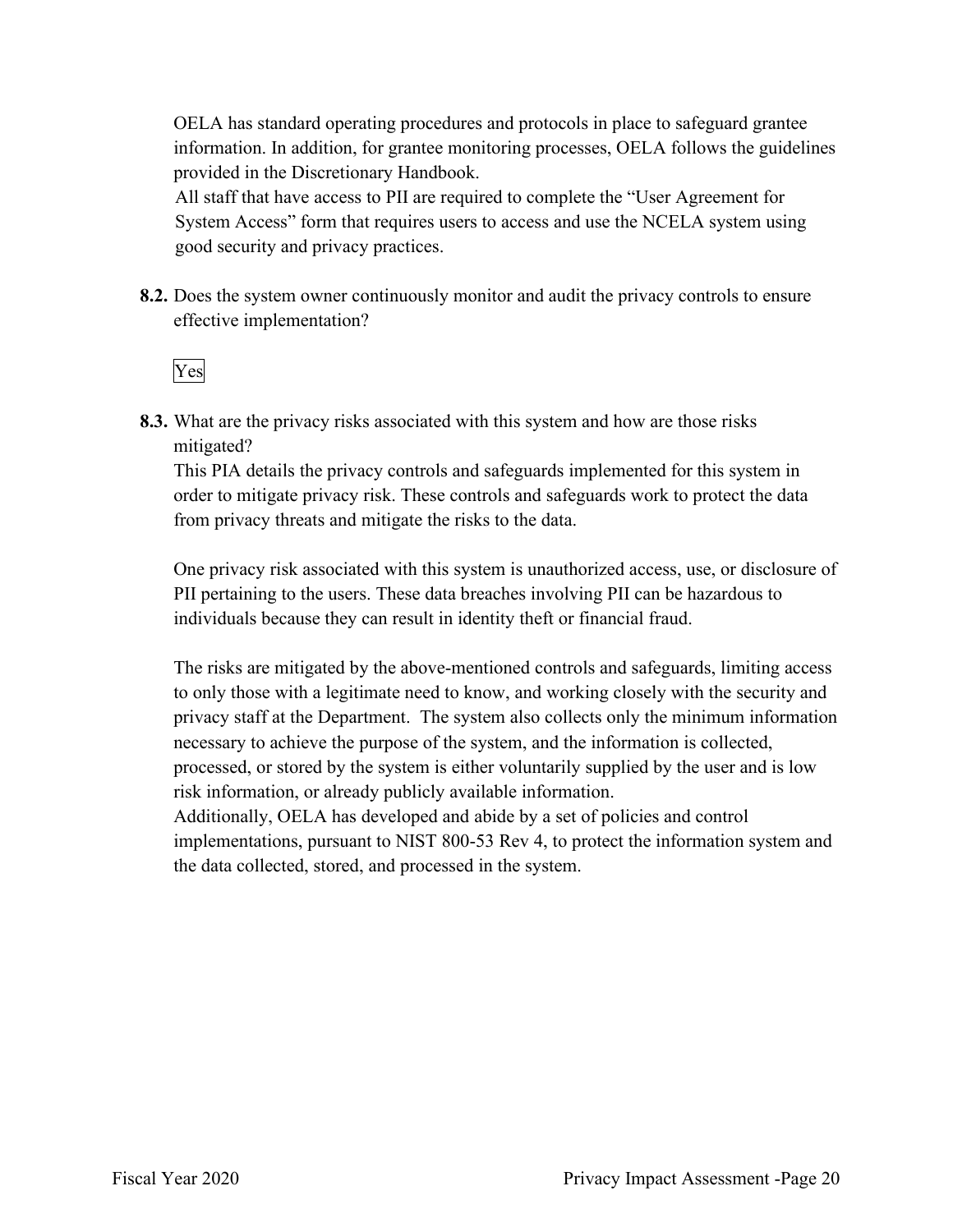OELA has standard operating procedures and protocols in place to safeguard grantee information. In addition, for grantee monitoring processes, OELA follows the guidelines provided in the Discretionary Handbook.
All staff that have access to PII are required to complete the "User Agreement for System Access" form that requires users to access and use the NCELA system using good security and privacy practices.

**8.2.** Does the system owner continuously monitor and audit the privacy controls to ensure effective implementation?

Yes

**8.3.** What are the privacy risks associated with this system and how are those risks mitigated?
This PIA details the privacy controls and safeguards implemented for this system in order to mitigate privacy risk. These controls and safeguards work to protect the data from privacy threats and mitigate the risks to the data.

One privacy risk associated with this system is unauthorized access, use, or disclosure of PII pertaining to the users. These data breaches involving PII can be hazardous to individuals because they can result in identity theft or financial fraud.

The risks are mitigated by the above-mentioned controls and safeguards, limiting access to only those with a legitimate need to know, and working closely with the security and privacy staff at the Department. The system also collects only the minimum information necessary to achieve the purpose of the system, and the information is collected, processed, or stored by the system is either voluntarily supplied by the user and is low risk information, or already publicly available information.
Additionally, OELA has developed and abide by a set of policies and control implementations, pursuant to NIST 800-53 Rev 4, to protect the information system and the data collected, stored, and processed in the system.